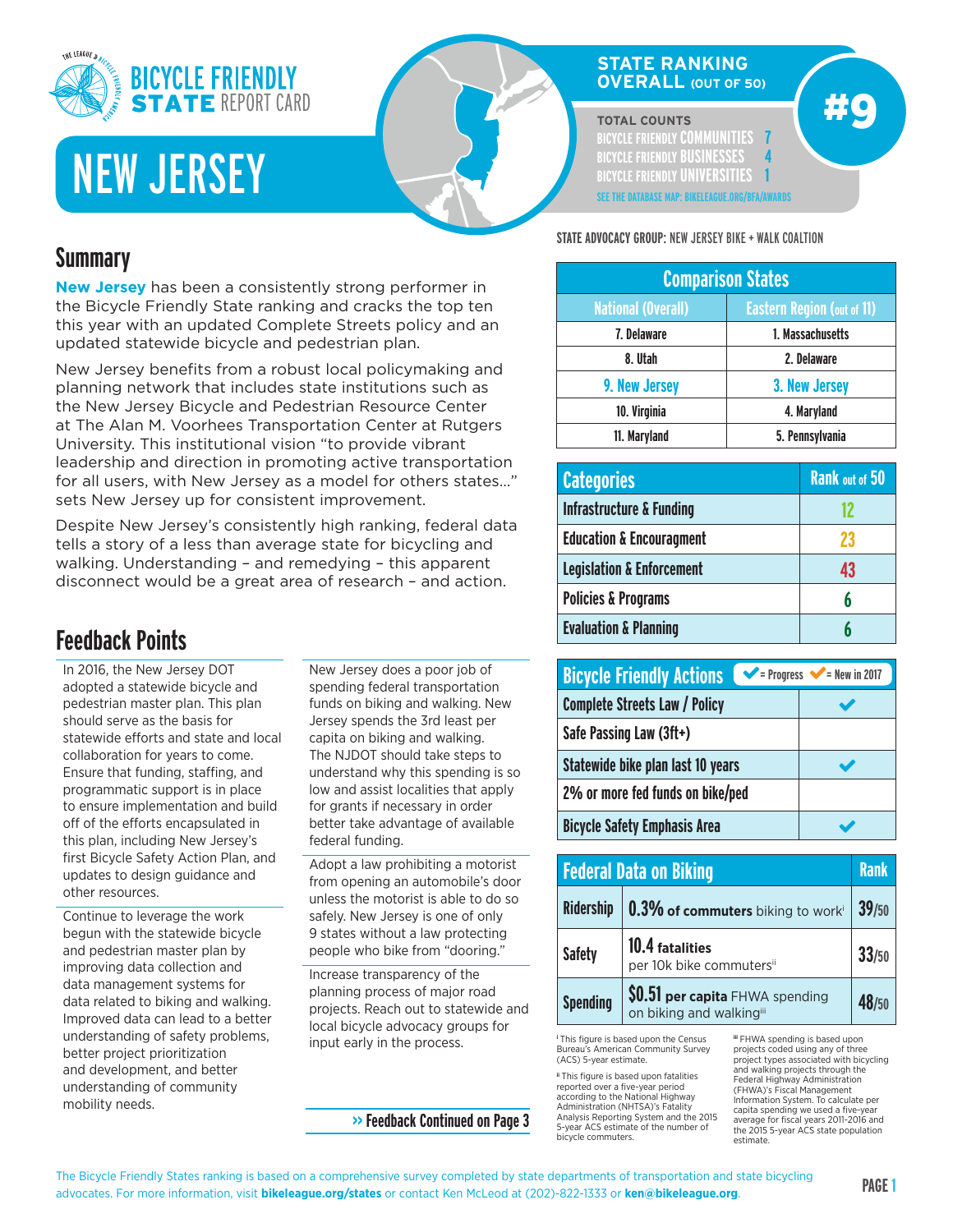# BICYCLE FRIENDLY STATE REPORT CARD

# NEW JERSEY

## STATE RANKING OVERALL (OUT OF 50)

**#9**

**TOTAL COUNTS**

BICYCLE FRIENDLY COMMUNITIES 7
BICYCLE FRIENDLY BUSINESSES 4
BICYCLE FRIENDLY UNIVERSITIES 1

SEE THE DATABASE MAP: BIKELEAGUE.ORG/BFA/AWARDS

STATE ADVOCACY GROUP: NEW JERSEY BIKE + WALK COALTION

## Summary

**New Jersey** has been a consistently strong performer in the Bicycle Friendly State ranking and cracks the top ten this year with an updated Complete Streets policy and an updated statewide bicycle and pedestrian plan.

New Jersey benefits from a robust local policymaking and planning network that includes state institutions such as the New Jersey Bicycle and Pedestrian Resource Center at The Alan M. Voorhees Transportation Center at Rutgers University. This institutional vision "to provide vibrant leadership and direction in promoting active transportation for all users, with New Jersey as a model for others states…" sets New Jersey up for consistent improvement.

Despite New Jersey's consistently high ranking, federal data tells a story of a less than average state for bicycling and walking. Understanding – and remedying – this apparent disconnect would be a great area of research – and action.

## Comparison States

| National (Overall) | Eastern Region (out of 11) |
|---|---|
| 7. Delaware | 1. Massachusetts |
| 8. Utah | 2. Delaware |
| 9. New Jersey | 3. New Jersey |
| 10. Virginia | 4. Maryland |
| 11. Maryland | 5. Pennsylvania |

| Categories | Rank out of 50 |
|---|---|
| Infrastructure & Funding | 12 |
| Education & Encouragment | 23 |
| Legislation & Enforcement | 43 |
| Policies & Programs | 6 |
| Evaluation & Planning | 6 |

| Bicycle Friendly Actions (✔ = Progress ✔ = New in 2017) | |
|---|---|
| Complete Streets Law / Policy | ✔ |
| Safe Passing Law (3ft+) | |
| Statewide bike plan last 10 years | ✔ |
| 2% or more fed funds on bike/ped | |
| Bicycle Safety Emphasis Area | ✔ |

| Federal Data on Biking | | Rank |
|---|---|---|
| Ridership | **0.3%** of commuters biking to work[i] | 39/50 |
| Safety | **10.4 fatalities** per 10k bike commuters[ii] | 33/50 |
| Spending | **$0.51 per capita** FHWA spending on biking and walking[iii] | 48/50 |

[i] This figure is based upon the Census Bureau's American Community Survey (ACS) 5-year estimate.

[ii] This figure is based upon fatalities reported over a five-year period according to the National Highway Administration (NHTSA)'s Fatality Analysis Reporting System and the 2015 5-year ACS estimate of the number of bicycle commuters.

[iii] FHWA spending is based upon projects coded using any of three project types associated with bicycling and walking projects through the Federal Highway Administration (FHWA)'s Fiscal Management Information System. To calculate per capita spending we used a five-year average for fiscal years 2011-2016 and the 2015 5-year ACS state population estimate.

## Feedback Points

In 2016, the New Jersey DOT adopted a statewide bicycle and pedestrian master plan. This plan should serve as the basis for statewide efforts and state and local collaboration for years to come. Ensure that funding, staffing, and programmatic support is in place to ensure implementation and build off of the efforts encapsulated in this plan, including New Jersey's first Bicycle Safety Action Plan, and updates to design guidance and other resources.

Continue to leverage the work begun with the statewide bicycle and pedestrian master plan by improving data collection and data management systems for data related to biking and walking. Improved data can lead to a better understanding of safety problems, better project prioritization and development, and better understanding of community mobility needs.

New Jersey does a poor job of spending federal transportation funds on biking and walking. New Jersey spends the 3rd least per capita on biking and walking. The NJDOT should take steps to understand why this spending is so low and assist localities that apply for grants if necessary in order better take advantage of available federal funding.

Adopt a law prohibiting a motorist from opening an automobile's door unless the motorist is able to do so safely. New Jersey is one of only 9 states without a law protecting people who bike from "dooring."

Increase transparency of the planning process of major road projects. Reach out to statewide and local bicycle advocacy groups for input early in the process.

» Feedback Continued on Page 3

The Bicycle Friendly States ranking is based on a comprehensive survey completed by state departments of transportation and state bicycling advocates. For more information, visit **bikeleague.org/states** or contact Ken McLeod at (202)-822-1333 or **ken@bikeleague.org**.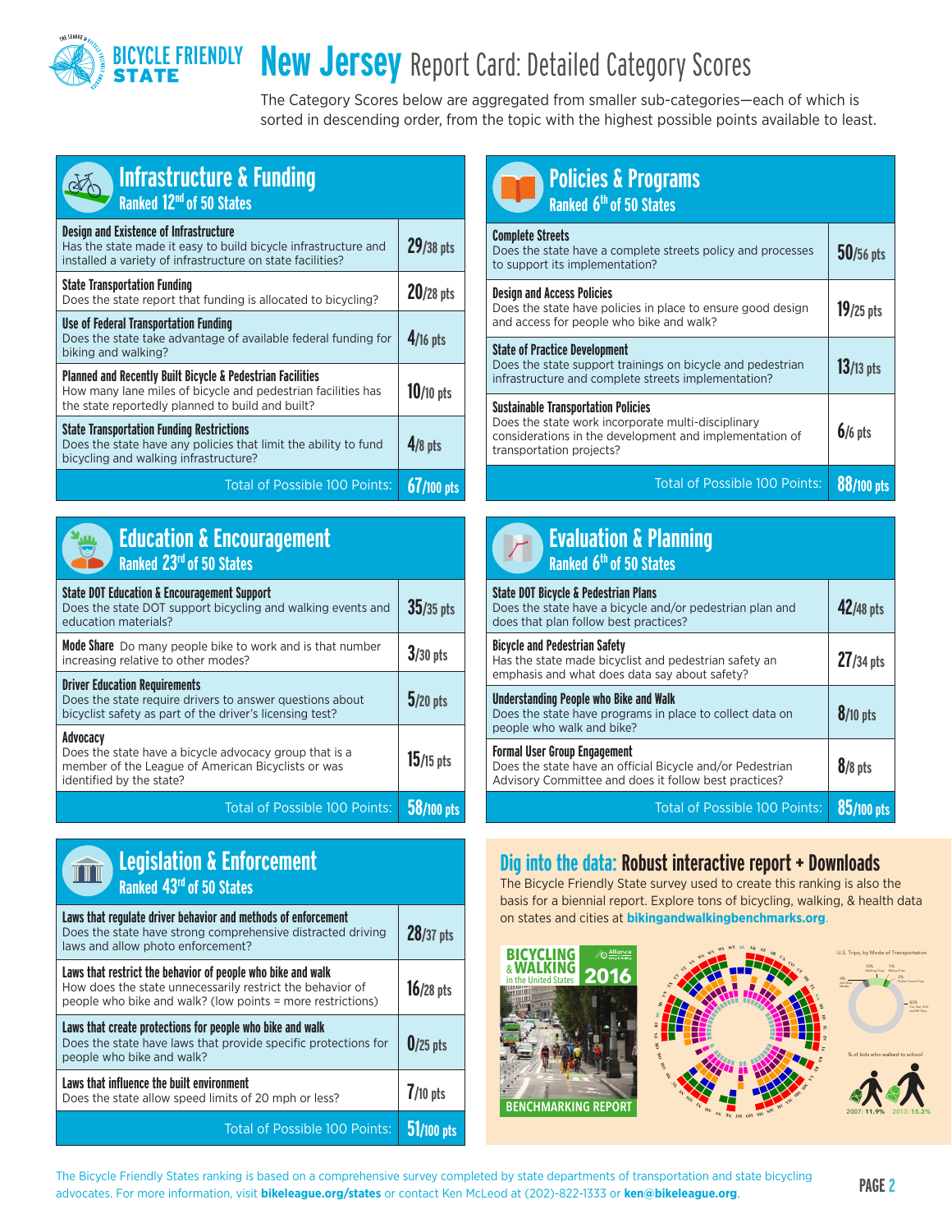# BICYCLE FRIENDLY STATE — New Jersey Report Card: Detailed Category Scores

The Category Scores below are aggregated from smaller sub-categories—each of which is sorted in descending order, from the topic with the highest possible points available to least.

## Infrastructure & Funding
**Ranked 12th of 50 States**

| Category | Score |
|---|---|
| **Design and Existence of Infrastructure** Has the state made it easy to build bicycle infrastructure and installed a variety of infrastructure on state facilities? | 29/38 pts |
| **State Transportation Funding** Does the state report that funding is allocated to bicycling? | 20/28 pts |
| **Use of Federal Transportation Funding** Does the state take advantage of available federal funding for biking and walking? | 4/16 pts |
| **Planned and Recently Built Bicycle & Pedestrian Facilities** How many lane miles of bicycle and pedestrian facilities has the state reportedly planned to build and built? | 10/10 pts |
| **State Transportation Funding Restrictions** Does the state have any policies that limit the ability to fund bicycling and walking infrastructure? | 4/8 pts |
| Total of Possible 100 Points: | **67/100 pts** |

## Policies & Programs
**Ranked 6th of 50 States**

| Category | Score |
|---|---|
| **Complete Streets** Does the state have a complete streets policy and processes to support its implementation? | 50/56 pts |
| **Design and Access Policies** Does the state have policies in place to ensure good design and access for people who bike and walk? | 19/25 pts |
| **State of Practice Development** Does the state support trainings on bicycle and pedestrian infrastructure and complete streets implementation? | 13/13 pts |
| **Sustainable Transportation Policies** Does the state work incorporate multi-disciplinary considerations in the development and implementation of transportation projects? | 6/6 pts |
| Total of Possible 100 Points: | **88/100 pts** |

## Education & Encouragement
**Ranked 23rd of 50 States**

| Category | Score |
|---|---|
| **State DOT Education & Encouragement Support** Does the state DOT support bicycling and walking events and education materials? | 35/35 pts |
| **Mode Share** Do many people bike to work and is that number increasing relative to other modes? | 3/30 pts |
| **Driver Education Requirements** Does the state require drivers to answer questions about bicyclist safety as part of the driver's licensing test? | 5/20 pts |
| **Advocacy** Does the state have a bicycle advocacy group that is a member of the League of American Bicyclists or was identified by the state? | 15/15 pts |
| Total of Possible 100 Points: | **58/100 pts** |

## Evaluation & Planning
**Ranked 6th of 50 States**

| Category | Score |
|---|---|
| **State DOT Bicycle & Pedestrian Plans** Does the state have a bicycle and/or pedestrian plan and does that plan follow best practices? | 42/48 pts |
| **Bicycle and Pedestrian Safety** Has the state made bicyclist and pedestrian safety an emphasis and what does data say about safety? | 27/34 pts |
| **Understanding People who Bike and Walk** Does the state have programs in place to collect data on people who walk and bike? | 8/10 pts |
| **Formal User Group Engagement** Does the state have an official Bicycle and/or Pedestrian Advisory Committee and does it follow best practices? | 8/8 pts |
| Total of Possible 100 Points: | **85/100 pts** |

## Legislation & Enforcement
**Ranked 43rd of 50 States**

| Category | Score |
|---|---|
| **Laws that regulate driver behavior and methods of enforcement** Does the state have strong comprehensive distracted driving laws and allow photo enforcement? | 28/37 pts |
| **Laws that restrict the behavior of people who bike and walk** How does the state unnecessarily restrict the behavior of people who bike and walk? (low points = more restrictions) | 16/28 pts |
| **Laws that create protections for people who bike and walk** Does the state have laws that provide specific protections for people who bike and walk? | 0/25 pts |
| **Laws that influence the built environment** Does the state allow speed limits of 20 mph or less? | 7/10 pts |
| Total of Possible 100 Points: | **51/100 pts** |

## Dig into the data: Robust interactive report + Downloads

The Bicycle Friendly State survey used to create this ranking is also the basis for a biennial report. Explore tons of bicycling, walking, & health data on states and cities at **bikingandwalkingbenchmarks.org**.

The Bicycle Friendly States ranking is based on a comprehensive survey completed by state departments of transportation and state bicycling advocates. For more information, visit **bikeleague.org/states** or contact Ken McLeod at (202)-822-1333 or **ken@bikeleague.org**.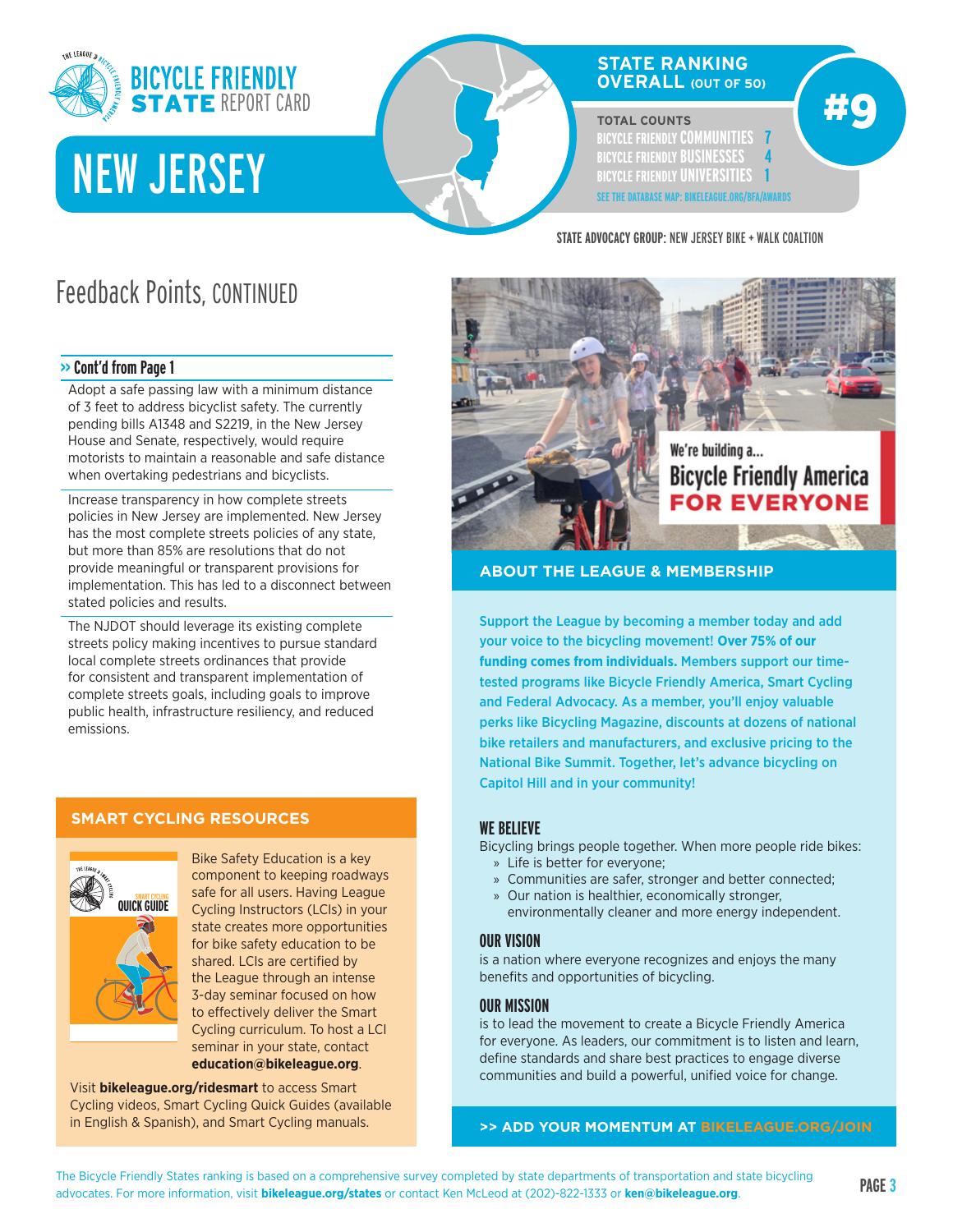# BICYCLE FRIENDLY STATE REPORT CARD

# NEW JERSEY

## STATE RANKING OVERALL (OUT OF 50)

**#9**

**TOTAL COUNTS**

BICYCLE FRIENDLY COMMUNITIES 7

BICYCLE FRIENDLY BUSINESSES 4

BICYCLE FRIENDLY UNIVERSITIES 1

SEE THE DATABASE MAP: BIKELEAGUE.ORG/BFA/AWARDS

**STATE ADVOCACY GROUP:** NEW JERSEY BIKE + WALK COALTION

## Feedback Points, CONTINUED

**» Cont'd from Page 1**

Adopt a safe passing law with a minimum distance of 3 feet to address bicyclist safety. The currently pending bills A1348 and S2219, in the New Jersey House and Senate, respectively, would require motorists to maintain a reasonable and safe distance when overtaking pedestrians and bicyclists.

Increase transparency in how complete streets policies in New Jersey are implemented. New Jersey has the most complete streets policies of any state, but more than 85% are resolutions that do not provide meaningful or transparent provisions for implementation. This has led to a disconnect between stated policies and results.

The NJDOT should leverage its existing complete streets policy making incentives to pursue standard local complete streets ordinances that provide for consistent and transparent implementation of complete streets goals, including goals to improve public health, infrastructure resiliency, and reduced emissions.

## SMART CYCLING RESOURCES

Bike Safety Education is a key component to keeping roadways safe for all users. Having League Cycling Instructors (LCIs) in your state creates more opportunities for bike safety education to be shared. LCIs are certified by the League through an intense 3-day seminar focused on how to effectively deliver the Smart Cycling curriculum. To host a LCI seminar in your state, contact **education@bikeleague.org**.

Visit **bikeleague.org/ridesmart** to access Smart Cycling videos, Smart Cycling Quick Guides (available in English & Spanish), and Smart Cycling manuals.

We're building a... Bicycle Friendly America **FOR EVERYONE**

## ABOUT THE LEAGUE & MEMBERSHIP

Support the League by becoming a member today and add your voice to the bicycling movement! **Over 75% of our funding comes from individuals.** Members support our time-tested programs like Bicycle Friendly America, Smart Cycling and Federal Advocacy. As a member, you'll enjoy valuable perks like Bicycling Magazine, discounts at dozens of national bike retailers and manufacturers, and exclusive pricing to the National Bike Summit. Together, let's advance bicycling on Capitol Hill and in your community!

### WE BELIEVE

Bicycling brings people together. When more people ride bikes:

- Life is better for everyone;
- Communities are safer, stronger and better connected;
- Our nation is healthier, economically stronger, environmentally cleaner and more energy independent.

### OUR VISION

is a nation where everyone recognizes and enjoys the many benefits and opportunities of bicycling.

### OUR MISSION

is to lead the movement to create a Bicycle Friendly America for everyone. As leaders, our commitment is to listen and learn, define standards and share best practices to engage diverse communities and build a powerful, unified voice for change.

**>> ADD YOUR MOMENTUM AT BIKELEAGUE.ORG/JOIN**

The Bicycle Friendly States ranking is based on a comprehensive survey completed by state departments of transportation and state bicycling advocates. For more information, visit **bikeleague.org/states** or contact Ken McLeod at (202)-822-1333 or **ken@bikeleague.org**.